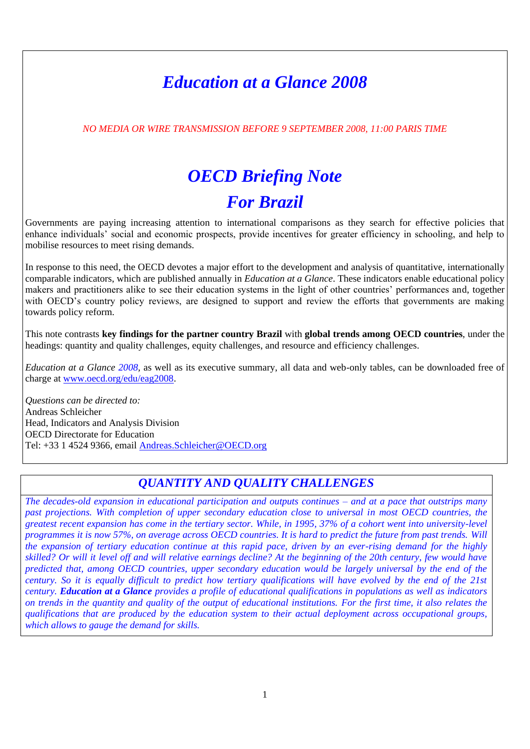# *Education at a Glance 2008*

*NO MEDIA OR WIRE TRANSMISSION BEFORE 9 SEPTEMBER 2008, 11:00 PARIS TIME*

# *OECD Briefing Note*
# *For Brazil*

Governments are paying increasing attention to international comparisons as they search for effective policies that enhance individuals' social and economic prospects, provide incentives for greater efficiency in schooling, and help to mobilise resources to meet rising demands.

In response to this need, the OECD devotes a major effort to the development and analysis of quantitative, internationally comparable indicators, which are published annually in *Education at a Glance*. These indicators enable educational policy makers and practitioners alike to see their education systems in the light of other countries' performances and, together with OECD's country policy reviews, are designed to support and review the efforts that governments are making towards policy reform.

This note contrasts **key findings for the partner country Brazil** with **global trends among OECD countries**, under the headings: quantity and quality challenges, equity challenges, and resource and efficiency challenges.

*Education at a Glance 2008*, as well as its executive summary, all data and web-only tables, can be downloaded free of charge at [www.oecd.org/edu/eag2008](http://www.oecd.org/edu/eag2008).

*Questions can be directed to:*
Andreas Schleicher
Head, Indicators and Analysis Division
OECD Directorate for Education
Tel: +33 1 4524 9366, email [Andreas.Schleicher@OECD.org](mailto:Andreas.Schleicher@OECD.org)

## *QUANTITY AND QUALITY CHALLENGES*

*The decades-old expansion in educational participation and outputs continues – and at a pace that outstrips many past projections. With completion of upper secondary education close to universal in most OECD countries, the greatest recent expansion has come in the tertiary sector. While, in 1995, 37% of a cohort went into university-level programmes it is now 57%, on average across OECD countries. It is hard to predict the future from past trends. Will the expansion of tertiary education continue at this rapid pace, driven by an ever-rising demand for the highly skilled? Or will it level off and will relative earnings decline? At the beginning of the 20th century, few would have predicted that, among OECD countries, upper secondary education would be largely universal by the end of the century. So it is equally difficult to predict how tertiary qualifications will have evolved by the end of the 21st century.* ***Education at a Glance*** *provides a profile of educational qualifications in populations as well as indicators on trends in the quantity and quality of the output of educational institutions. For the first time, it also relates the qualifications that are produced by the education system to their actual deployment across occupational groups, which allows to gauge the demand for skills.*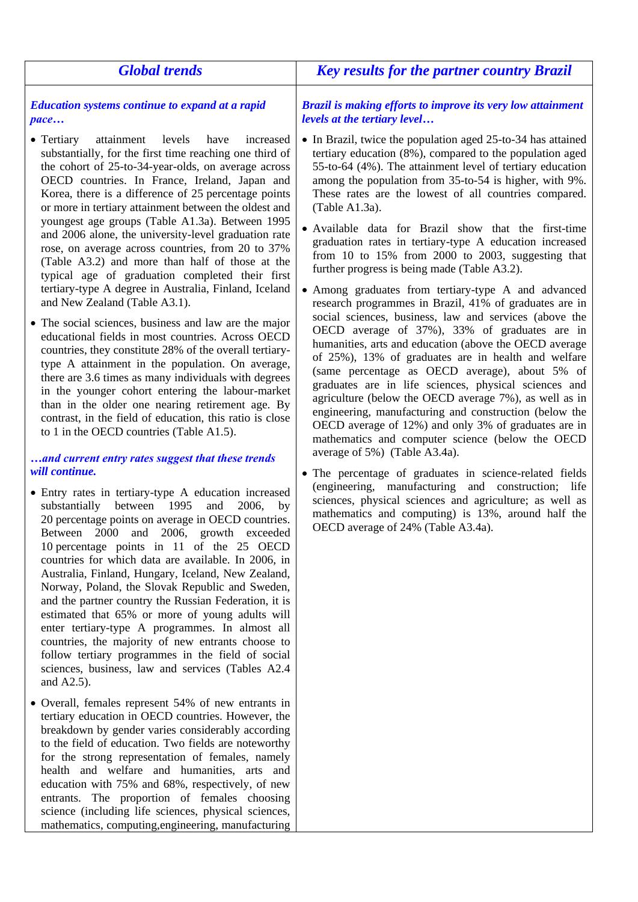## Global trends

***Education systems continue to expand at a rapid pace…***

- Tertiary attainment levels have increased substantially, for the first time reaching one third of the cohort of 25-to-34-year-olds, on average across OECD countries. In France, Ireland, Japan and Korea, there is a difference of 25 percentage points or more in tertiary attainment between the oldest and youngest age groups (Table A1.3a). Between 1995 and 2006 alone, the university-level graduation rate rose, on average across countries, from 20 to 37% (Table A3.2) and more than half of those at the typical age of graduation completed their first tertiary-type A degree in Australia, Finland, Iceland and New Zealand (Table A3.1).
- The social sciences, business and law are the major educational fields in most countries. Across OECD countries, they constitute 28% of the overall tertiary-type A attainment in the population. On average, there are 3.6 times as many individuals with degrees in the younger cohort entering the labour-market than in the older one nearing retirement age. By contrast, in the field of education, this ratio is close to 1 in the OECD countries (Table A1.5).

***…and current entry rates suggest that these trends will continue.***

- Entry rates in tertiary-type A education increased substantially between 1995 and 2006, by 20 percentage points on average in OECD countries. Between 2000 and 2006, growth exceeded 10 percentage points in 11 of the 25 OECD countries for which data are available. In 2006, in Australia, Finland, Hungary, Iceland, New Zealand, Norway, Poland, the Slovak Republic and Sweden, and the partner country the Russian Federation, it is estimated that 65% or more of young adults will enter tertiary-type A programmes. In almost all countries, the majority of new entrants choose to follow tertiary programmes in the field of social sciences, business, law and services (Tables A2.4 and A2.5).
- Overall, females represent 54% of new entrants in tertiary education in OECD countries. However, the breakdown by gender varies considerably according to the field of education. Two fields are noteworthy for the strong representation of females, namely health and welfare and humanities, arts and education with 75% and 68%, respectively, of new entrants. The proportion of females choosing science (including life sciences, physical sciences, mathematics, computing,engineering, manufacturing

## Key results for the partner country Brazil

***Brazil is making efforts to improve its very low attainment levels at the tertiary level…***

- In Brazil, twice the population aged 25-to-34 has attained tertiary education (8%), compared to the population aged 55-to-64 (4%). The attainment level of tertiary education among the population from 35-to-54 is higher, with 9%. These rates are the lowest of all countries compared. (Table A1.3a).
- Available data for Brazil show that the first-time graduation rates in tertiary-type A education increased from 10 to 15% from 2000 to 2003, suggesting that further progress is being made (Table A3.2).
- Among graduates from tertiary-type A and advanced research programmes in Brazil, 41% of graduates are in social sciences, business, law and services (above the OECD average of 37%), 33% of graduates are in humanities, arts and education (above the OECD average of 25%), 13% of graduates are in health and welfare (same percentage as OECD average), about 5% of graduates are in life sciences, physical sciences and agriculture (below the OECD average 7%), as well as in engineering, manufacturing and construction (below the OECD average of 12%) and only 3% of graduates are in mathematics and computer science (below the OECD average of 5%) (Table A3.4a).
- The percentage of graduates in science-related fields (engineering, manufacturing and construction; life sciences, physical sciences and agriculture; as well as mathematics and computing) is 13%, around half the OECD average of 24% (Table A3.4a).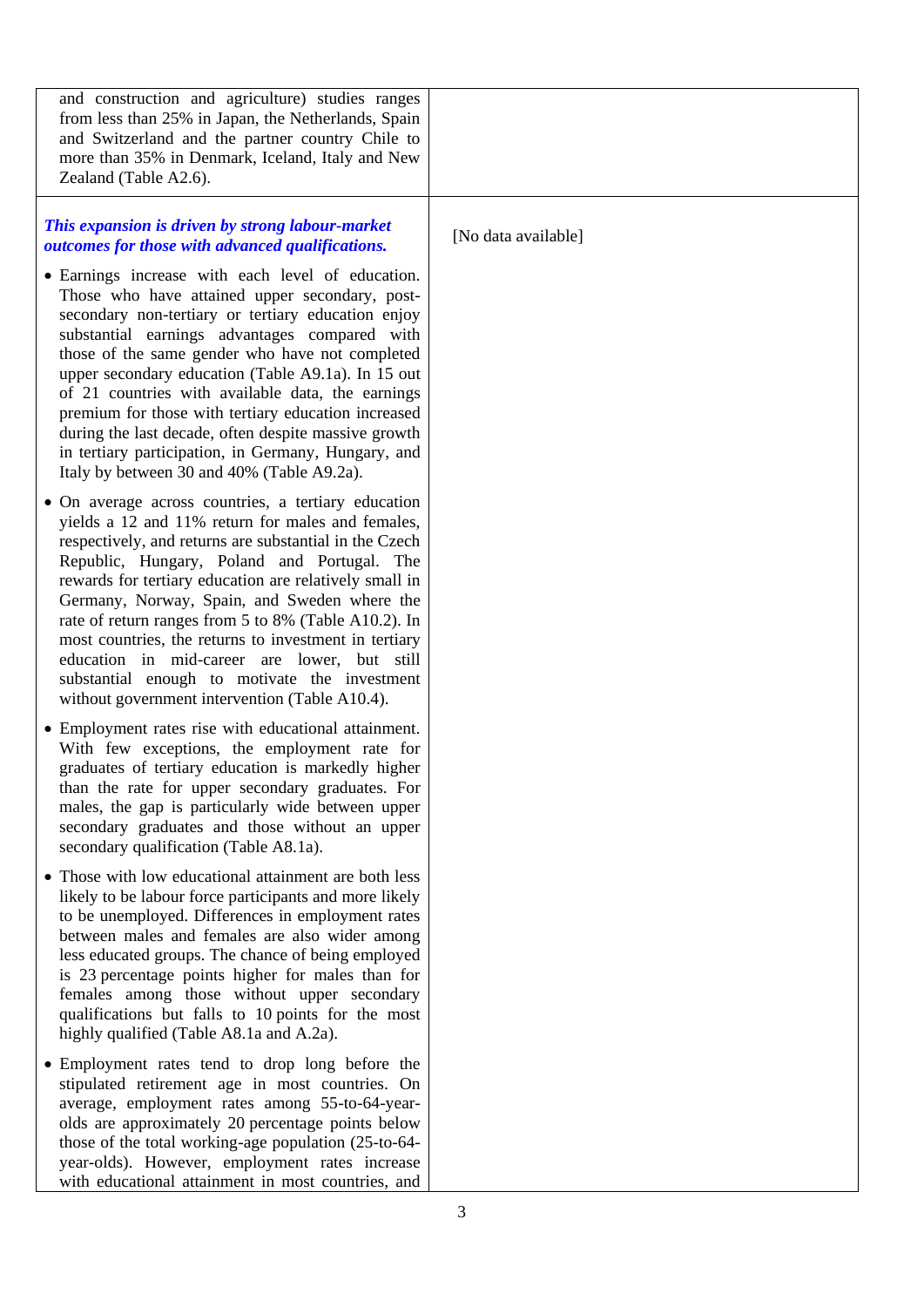| | |
|---|---|
| and construction and agriculture) studies ranges from less than 25% in Japan, the Netherlands, Spain and Switzerland and the partner country Chile to more than 35% in Denmark, Iceland, Italy and New Zealand (Table A2.6). | |
| ***This expansion is driven by strong labour-market outcomes for those with advanced qualifications.*** <br><br> • Earnings increase with each level of education. Those who have attained upper secondary, post-secondary non-tertiary or tertiary education enjoy substantial earnings advantages compared with those of the same gender who have not completed upper secondary education (Table A9.1a). In 15 out of 21 countries with available data, the earnings premium for those with tertiary education increased during the last decade, often despite massive growth in tertiary participation, in Germany, Hungary, and Italy by between 30 and 40% (Table A9.2a). <br><br> • On average across countries, a tertiary education yields a 12 and 11% return for males and females, respectively, and returns are substantial in the Czech Republic, Hungary, Poland and Portugal. The rewards for tertiary education are relatively small in Germany, Norway, Spain, and Sweden where the rate of return ranges from 5 to 8% (Table A10.2). In most countries, the returns to investment in tertiary education in mid-career are lower, but still substantial enough to motivate the investment without government intervention (Table A10.4). <br><br> • Employment rates rise with educational attainment. With few exceptions, the employment rate for graduates of tertiary education is markedly higher than the rate for upper secondary graduates. For males, the gap is particularly wide between upper secondary graduates and those without an upper secondary qualification (Table A8.1a). <br><br> • Those with low educational attainment are both less likely to be labour force participants and more likely to be unemployed. Differences in employment rates between males and females are also wider among less educated groups. The chance of being employed is 23 percentage points higher for males than for females among those without upper secondary qualifications but falls to 10 points for the most highly qualified (Table A8.1a and A.2a). <br><br> • Employment rates tend to drop long before the stipulated retirement age in most countries. On average, employment rates among 55-to-64-year-olds are approximately 20 percentage points below those of the total working-age population (25-to-64-year-olds). However, employment rates increase with educational attainment in most countries, and | [No data available] |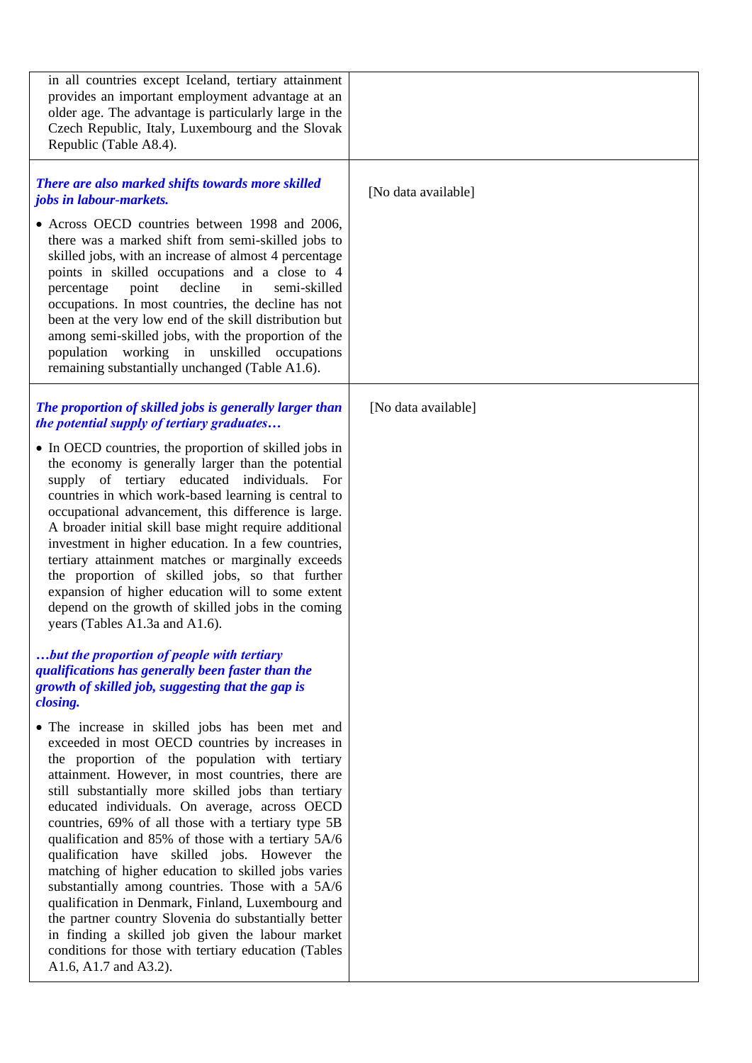| | |
|---|---|
| in all countries except Iceland, tertiary attainment provides an important employment advantage at an older age. The advantage is particularly large in the Czech Republic, Italy, Luxembourg and the Slovak Republic (Table A8.4). | |
| ***There are also marked shifts towards more skilled jobs in labour-markets.*** <br><br> • Across OECD countries between 1998 and 2006, there was a marked shift from semi-skilled jobs to skilled jobs, with an increase of almost 4 percentage points in skilled occupations and a close to 4 percentage point decline in semi-skilled occupations. In most countries, the decline has not been at the very low end of the skill distribution but among semi-skilled jobs, with the proportion of the population working in unskilled occupations remaining substantially unchanged (Table A1.6). | [No data available] |
| ***The proportion of skilled jobs is generally larger than the potential supply of tertiary graduates…*** <br><br> • In OECD countries, the proportion of skilled jobs in the economy is generally larger than the potential supply of tertiary educated individuals. For countries in which work-based learning is central to occupational advancement, this difference is large. A broader initial skill base might require additional investment in higher education. In a few countries, tertiary attainment matches or marginally exceeds the proportion of skilled jobs, so that further expansion of higher education will to some extent depend on the growth of skilled jobs in the coming years (Tables A1.3a and A1.6). <br><br> ***…but the proportion of people with tertiary qualifications has generally been faster than the growth of skilled job, suggesting that the gap is closing.*** <br><br> • The increase in skilled jobs has been met and exceeded in most OECD countries by increases in the proportion of the population with tertiary attainment. However, in most countries, there are still substantially more skilled jobs than tertiary educated individuals. On average, across OECD countries, 69% of all those with a tertiary type 5B qualification and 85% of those with a tertiary 5A/6 qualification have skilled jobs. However the matching of higher education to skilled jobs varies substantially among countries. Those with a 5A/6 qualification in Denmark, Finland, Luxembourg and the partner country Slovenia do substantially better in finding a skilled job given the labour market conditions for those with tertiary education (Tables A1.6, A1.7 and A3.2). | [No data available] |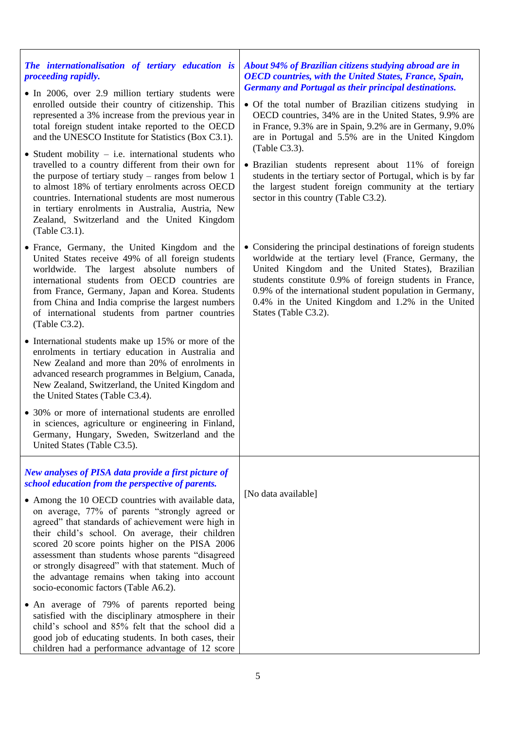| | |
|---|---|
| ***The internationalisation of tertiary education is proceeding rapidly.*** <br><br> • In 2006, over 2.9 million tertiary students were enrolled outside their country of citizenship. This represented a 3% increase from the previous year in total foreign student intake reported to the OECD and the UNESCO Institute for Statistics (Box C3.1). <br><br> • Student mobility – i.e. international students who travelled to a country different from their own for the purpose of tertiary study – ranges from below 1 to almost 18% of tertiary enrolments across OECD countries. International students are most numerous in tertiary enrolments in Australia, Austria, New Zealand, Switzerland and the United Kingdom (Table C3.1). <br><br> • France, Germany, the United Kingdom and the United States receive 49% of all foreign students worldwide. The largest absolute numbers of international students from OECD countries are from France, Germany, Japan and Korea. Students from China and India comprise the largest numbers of international students from partner countries (Table C3.2). <br><br> • International students make up 15% or more of the enrolments in tertiary education in Australia and New Zealand and more than 20% of enrolments in advanced research programmes in Belgium, Canada, New Zealand, Switzerland, the United Kingdom and the United States (Table C3.4). <br><br> • 30% or more of international students are enrolled in sciences, agriculture or engineering in Finland, Germany, Hungary, Sweden, Switzerland and the United States (Table C3.5). | ***About 94% of Brazilian citizens studying abroad are in OECD countries, with the United States, France, Spain, Germany and Portugal as their principal destinations.*** <br><br> • Of the total number of Brazilian citizens studying in OECD countries, 34% are in the United States, 9.9% are in France, 9.3% are in Spain, 9.2% are in Germany, 9.0% are in Portugal and 5.5% are in the United Kingdom (Table C3.3). <br><br> • Brazilian students represent about 11% of foreign students in the tertiary sector of Portugal, which is by far the largest student foreign community at the tertiary sector in this country (Table C3.2). <br><br> • Considering the principal destinations of foreign students worldwide at the tertiary level (France, Germany, the United Kingdom and the United States), Brazilian students constitute 0.9% of foreign students in France, 0.9% of the international student population in Germany, 0.4% in the United Kingdom and 1.2% in the United States (Table C3.2). |
| ***New analyses of PISA data provide a first picture of school education from the perspective of parents.*** <br><br> • Among the 10 OECD countries with available data, on average, 77% of parents "strongly agreed or agreed" that standards of achievement were high in their child's school. On average, their children scored 20 score points higher on the PISA 2006 assessment than students whose parents "disagreed or strongly disagreed" with that statement. Much of the advantage remains when taking into account socio-economic factors (Table A6.2). <br><br> • An average of 79% of parents reported being satisfied with the disciplinary atmosphere in their child's school and 85% felt that the school did a good job of educating students. In both cases, their children had a performance advantage of 12 score | [No data available] |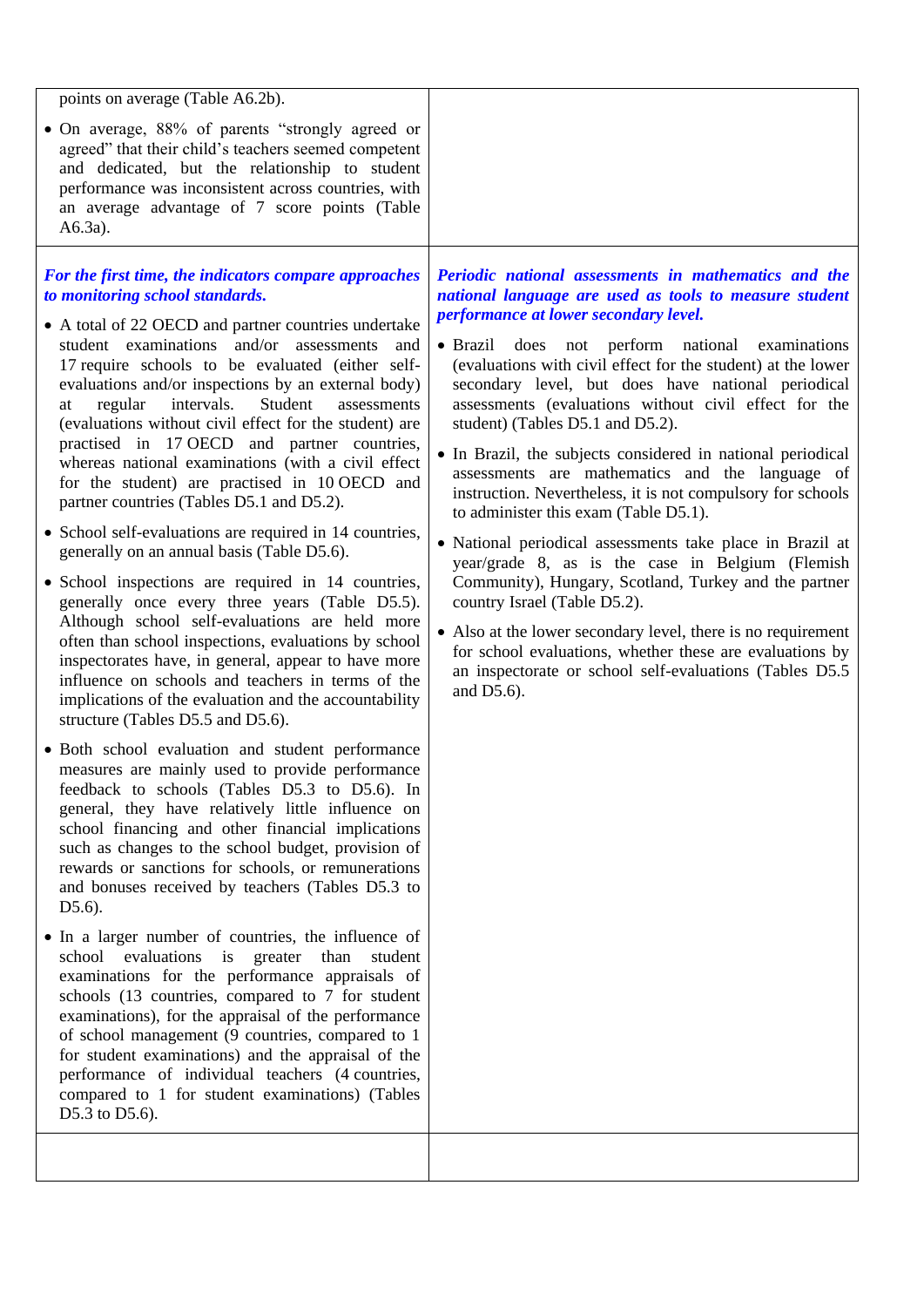points on average (Table A6.2b).

- On average, 88% of parents "strongly agreed or agreed" that their child's teachers seemed competent and dedicated, but the relationship to student performance was inconsistent across countries, with an average advantage of 7 score points (Table A6.3a).

***For the first time, the indicators compare approaches to monitoring school standards.***

- A total of 22 OECD and partner countries undertake student examinations and/or assessments and 17 require schools to be evaluated (either self-evaluations and/or inspections by an external body) at regular intervals. Student assessments (evaluations without civil effect for the student) are practised in 17 OECD and partner countries, whereas national examinations (with a civil effect for the student) are practised in 10 OECD and partner countries (Tables D5.1 and D5.2).
- School self-evaluations are required in 14 countries, generally on an annual basis (Table D5.6).
- School inspections are required in 14 countries, generally once every three years (Table D5.5). Although school self-evaluations are held more often than school inspections, evaluations by school inspectorates have, in general, appear to have more influence on schools and teachers in terms of the implications of the evaluation and the accountability structure (Tables D5.5 and D5.6).
- Both school evaluation and student performance measures are mainly used to provide performance feedback to schools (Tables D5.3 to D5.6). In general, they have relatively little influence on school financing and other financial implications such as changes to the school budget, provision of rewards or sanctions for schools, or remunerations and bonuses received by teachers (Tables D5.3 to D5.6).
- In a larger number of countries, the influence of school evaluations is greater than student examinations for the performance appraisals of schools (13 countries, compared to 7 for student examinations), for the appraisal of the performance of school management (9 countries, compared to 1 for student examinations) and the appraisal of the performance of individual teachers (4 countries, compared to 1 for student examinations) (Tables D5.3 to D5.6).

***Periodic national assessments in mathematics and the national language are used as tools to measure student performance at lower secondary level.***

- Brazil does not perform national examinations (evaluations with civil effect for the student) at the lower secondary level, but does have national periodical assessments (evaluations without civil effect for the student) (Tables D5.1 and D5.2).
- In Brazil, the subjects considered in national periodical assessments are mathematics and the language of instruction. Nevertheless, it is not compulsory for schools to administer this exam (Table D5.1).
- National periodical assessments take place in Brazil at year/grade 8, as is the case in Belgium (Flemish Community), Hungary, Scotland, Turkey and the partner country Israel (Table D5.2).
- Also at the lower secondary level, there is no requirement for school evaluations, whether these are evaluations by an inspectorate or school self-evaluations (Tables D5.5 and D5.6).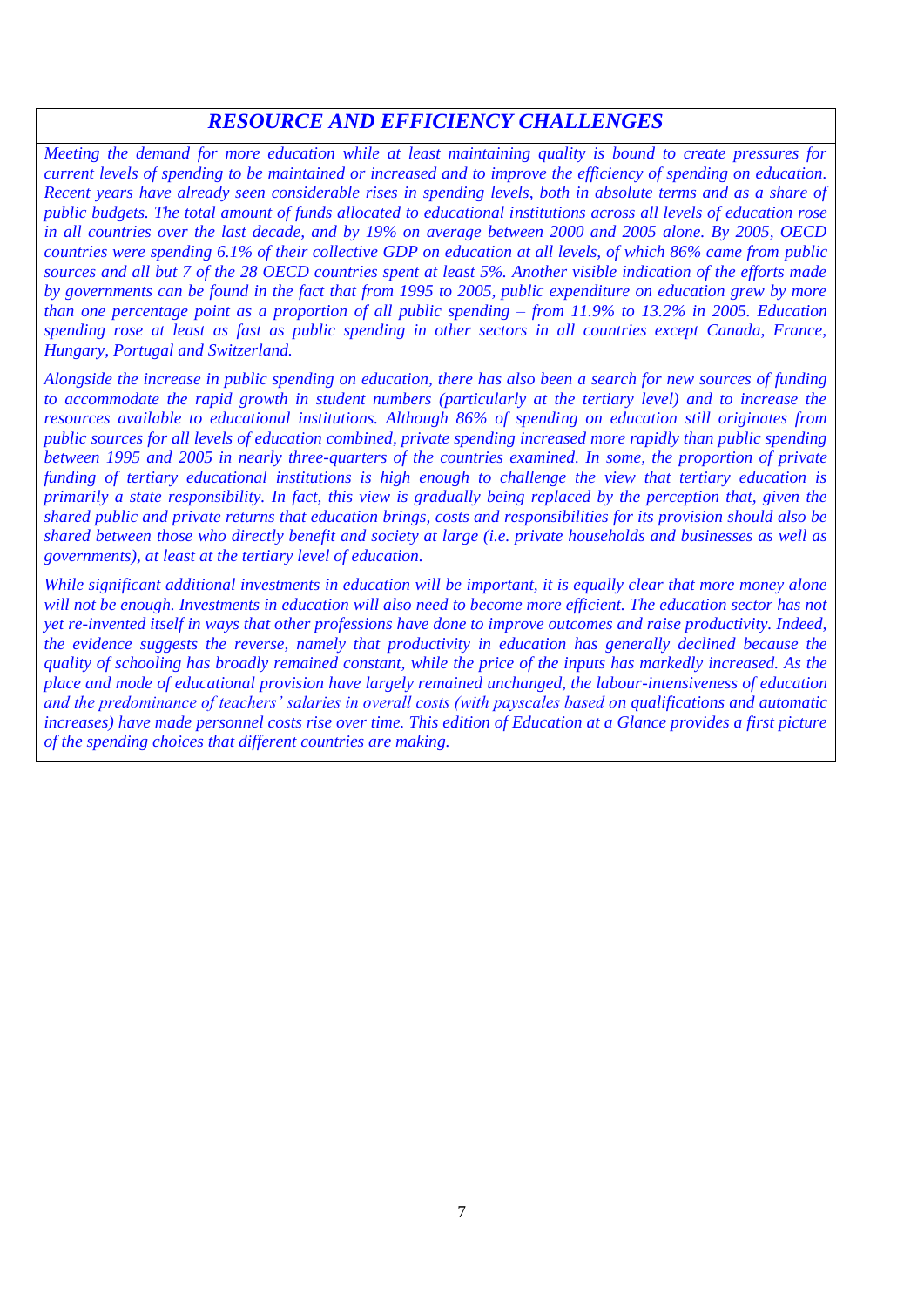## *RESOURCE AND EFFICIENCY CHALLENGES*

*Meeting the demand for more education while at least maintaining quality is bound to create pressures for current levels of spending to be maintained or increased and to improve the efficiency of spending on education. Recent years have already seen considerable rises in spending levels, both in absolute terms and as a share of public budgets. The total amount of funds allocated to educational institutions across all levels of education rose in all countries over the last decade, and by 19% on average between 2000 and 2005 alone. By 2005, OECD countries were spending 6.1% of their collective GDP on education at all levels, of which 86% came from public sources and all but 7 of the 28 OECD countries spent at least 5%. Another visible indication of the efforts made by governments can be found in the fact that from 1995 to 2005, public expenditure on education grew by more than one percentage point as a proportion of all public spending – from 11.9% to 13.2% in 2005. Education spending rose at least as fast as public spending in other sectors in all countries except Canada, France, Hungary, Portugal and Switzerland.*

*Alongside the increase in public spending on education, there has also been a search for new sources of funding to accommodate the rapid growth in student numbers (particularly at the tertiary level) and to increase the resources available to educational institutions. Although 86% of spending on education still originates from public sources for all levels of education combined, private spending increased more rapidly than public spending between 1995 and 2005 in nearly three-quarters of the countries examined. In some, the proportion of private funding of tertiary educational institutions is high enough to challenge the view that tertiary education is primarily a state responsibility. In fact, this view is gradually being replaced by the perception that, given the shared public and private returns that education brings, costs and responsibilities for its provision should also be shared between those who directly benefit and society at large (i.e. private households and businesses as well as governments), at least at the tertiary level of education.*

*While significant additional investments in education will be important, it is equally clear that more money alone will not be enough. Investments in education will also need to become more efficient. The education sector has not yet re-invented itself in ways that other professions have done to improve outcomes and raise productivity. Indeed, the evidence suggests the reverse, namely that productivity in education has generally declined because the quality of schooling has broadly remained constant, while the price of the inputs has markedly increased. As the place and mode of educational provision have largely remained unchanged, the labour-intensiveness of education and the predominance of teachers' salaries in overall costs (with payscales based on qualifications and automatic increases) have made personnel costs rise over time. This edition of Education at a Glance provides a first picture of the spending choices that different countries are making.*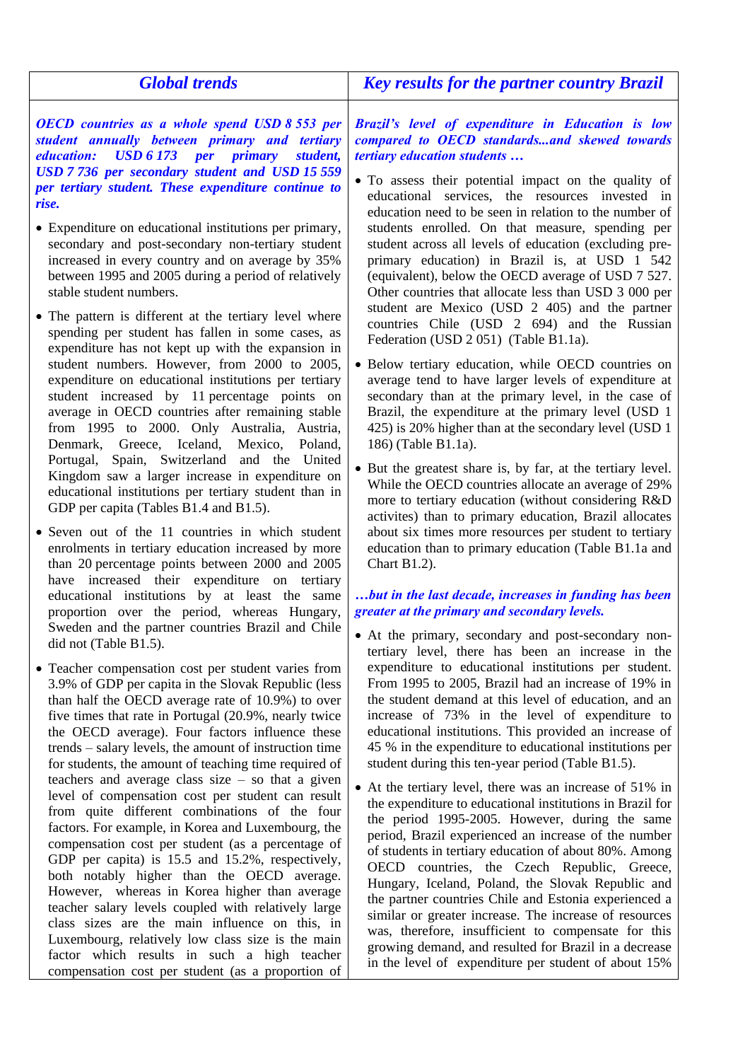## Global trends

***OECD countries as a whole spend USD 8 553 per student annually between primary and tertiary education: USD 6 173 per primary student, USD 7 736 per secondary student and USD 15 559 per tertiary student. These expenditure continue to rise.***

- Expenditure on educational institutions per primary, secondary and post-secondary non-tertiary student increased in every country and on average by 35% between 1995 and 2005 during a period of relatively stable student numbers.
- The pattern is different at the tertiary level where spending per student has fallen in some cases, as expenditure has not kept up with the expansion in student numbers. However, from 2000 to 2005, expenditure on educational institutions per tertiary student increased by 11 percentage points on average in OECD countries after remaining stable from 1995 to 2000. Only Australia, Austria, Denmark, Greece, Iceland, Mexico, Poland, Portugal, Spain, Switzerland and the United Kingdom saw a larger increase in expenditure on educational institutions per tertiary student than in GDP per capita (Tables B1.4 and B1.5).
- Seven out of the 11 countries in which student enrolments in tertiary education increased by more than 20 percentage points between 2000 and 2005 have increased their expenditure on tertiary educational institutions by at least the same proportion over the period, whereas Hungary, Sweden and the partner countries Brazil and Chile did not (Table B1.5).
- Teacher compensation cost per student varies from 3.9% of GDP per capita in the Slovak Republic (less than half the OECD average rate of 10.9%) to over five times that rate in Portugal (20.9%, nearly twice the OECD average). Four factors influence these trends – salary levels, the amount of instruction time for students, the amount of teaching time required of teachers and average class size – so that a given level of compensation cost per student can result from quite different combinations of the four factors. For example, in Korea and Luxembourg, the compensation cost per student (as a percentage of GDP per capita) is 15.5 and 15.2%, respectively, both notably higher than the OECD average. However, whereas in Korea higher than average teacher salary levels coupled with relatively large class sizes are the main influence on this, in Luxembourg, relatively low class size is the main factor which results in such a high teacher compensation cost per student (as a proportion of

## Key results for the partner country Brazil

***Brazil's level of expenditure in Education is low compared to OECD standards...and skewed towards tertiary education students …***

- To assess their potential impact on the quality of educational services, the resources invested in education need to be seen in relation to the number of students enrolled. On that measure, spending per student across all levels of education (excluding pre-primary education) in Brazil is, at USD 1 542 (equivalent), below the OECD average of USD 7 527. Other countries that allocate less than USD 3 000 per student are Mexico (USD 2 405) and the partner countries Chile (USD 2 694) and the Russian Federation (USD 2 051) (Table B1.1a).
- Below tertiary education, while OECD countries on average tend to have larger levels of expenditure at secondary than at the primary level, in the case of Brazil, the expenditure at the primary level (USD 1 425) is 20% higher than at the secondary level (USD 1 186) (Table B1.1a).
- But the greatest share is, by far, at the tertiary level. While the OECD countries allocate an average of 29% more to tertiary education (without considering R&D activites) than to primary education, Brazil allocates about six times more resources per student to tertiary education than to primary education (Table B1.1a and Chart B1.2).

***…but in the last decade, increases in funding has been greater at the primary and secondary levels.***

- At the primary, secondary and post-secondary non-tertiary level, there has been an increase in the expenditure to educational institutions per student. From 1995 to 2005, Brazil had an increase of 19% in the student demand at this level of education, and an increase of 73% in the level of expenditure to educational institutions. This provided an increase of 45 % in the expenditure to educational institutions per student during this ten-year period (Table B1.5).
- At the tertiary level, there was an increase of 51% in the expenditure to educational institutions in Brazil for the period 1995-2005. However, during the same period, Brazil experienced an increase of the number of students in tertiary education of about 80%. Among OECD countries, the Czech Republic, Greece, Hungary, Iceland, Poland, the Slovak Republic and the partner countries Chile and Estonia experienced a similar or greater increase. The increase of resources was, therefore, insufficient to compensate for this growing demand, and resulted for Brazil in a decrease in the level of expenditure per student of about 15%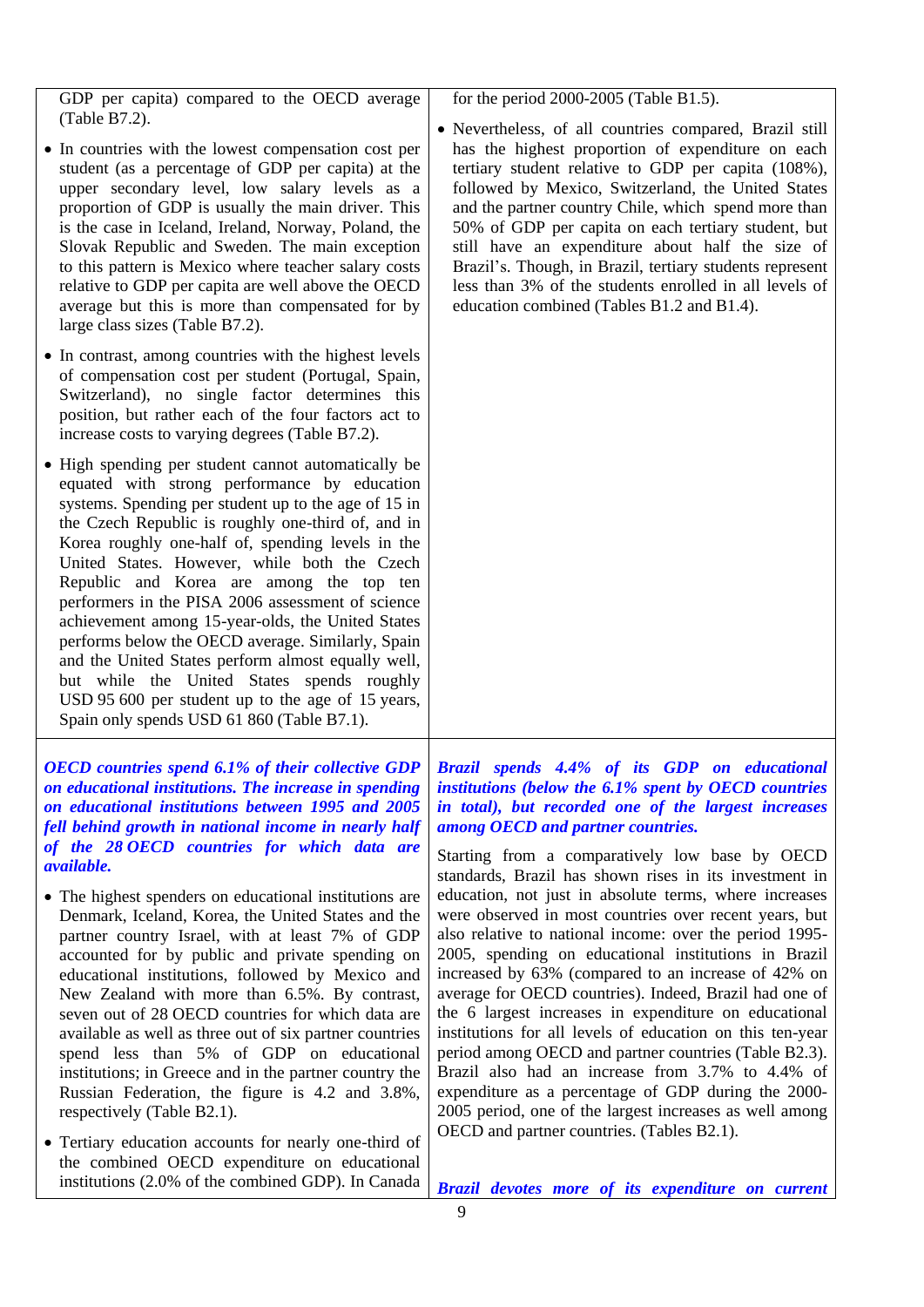GDP per capita) compared to the OECD average (Table B7.2).

- In countries with the lowest compensation cost per student (as a percentage of GDP per capita) at the upper secondary level, low salary levels as a proportion of GDP is usually the main driver. This is the case in Iceland, Ireland, Norway, Poland, the Slovak Republic and Sweden. The main exception to this pattern is Mexico where teacher salary costs relative to GDP per capita are well above the OECD average but this is more than compensated for by large class sizes (Table B7.2).
- In contrast, among countries with the highest levels of compensation cost per student (Portugal, Spain, Switzerland), no single factor determines this position, but rather each of the four factors act to increase costs to varying degrees (Table B7.2).
- High spending per student cannot automatically be equated with strong performance by education systems. Spending per student up to the age of 15 in the Czech Republic is roughly one-third of, and in Korea roughly one-half of, spending levels in the United States. However, while both the Czech Republic and Korea are among the top ten performers in the PISA 2006 assessment of science achievement among 15-year-olds, the United States performs below the OECD average. Similarly, Spain and the United States perform almost equally well, but while the United States spends roughly USD 95 600 per student up to the age of 15 years, Spain only spends USD 61 860 (Table B7.1).

for the period 2000-2005 (Table B1.5).

- Nevertheless, of all countries compared, Brazil still has the highest proportion of expenditure on each tertiary student relative to GDP per capita (108%), followed by Mexico, Switzerland, the United States and the partner country Chile, which spend more than 50% of GDP per capita on each tertiary student, but still have an expenditure about half the size of Brazil's. Though, in Brazil, tertiary students represent less than 3% of the students enrolled in all levels of education combined (Tables B1.2 and B1.4).

***OECD countries spend 6.1% of their collective GDP on educational institutions. The increase in spending on educational institutions between 1995 and 2005 fell behind growth in national income in nearly half of the 28 OECD countries for which data are available.***

- The highest spenders on educational institutions are Denmark, Iceland, Korea, the United States and the partner country Israel, with at least 7% of GDP accounted for by public and private spending on educational institutions, followed by Mexico and New Zealand with more than 6.5%. By contrast, seven out of 28 OECD countries for which data are available as well as three out of six partner countries spend less than 5% of GDP on educational institutions; in Greece and in the partner country the Russian Federation, the figure is 4.2 and 3.8%, respectively (Table B2.1).
- Tertiary education accounts for nearly one-third of the combined OECD expenditure on educational institutions (2.0% of the combined GDP). In Canada

***Brazil spends 4.4% of its GDP on educational institutions (below the 6.1% spent by OECD countries in total), but recorded one of the largest increases among OECD and partner countries.***

Starting from a comparatively low base by OECD standards, Brazil has shown rises in its investment in education, not just in absolute terms, where increases were observed in most countries over recent years, but also relative to national income: over the period 1995-2005, spending on educational institutions in Brazil increased by 63% (compared to an increase of 42% on average for OECD countries). Indeed, Brazil had one of the 6 largest increases in expenditure on educational institutions for all levels of education on this ten-year period among OECD and partner countries (Table B2.3). Brazil also had an increase from 3.7% to 4.4% of expenditure as a percentage of GDP during the 2000-2005 period, one of the largest increases as well among OECD and partner countries. (Tables B2.1).

***Brazil devotes more of its expenditure on current***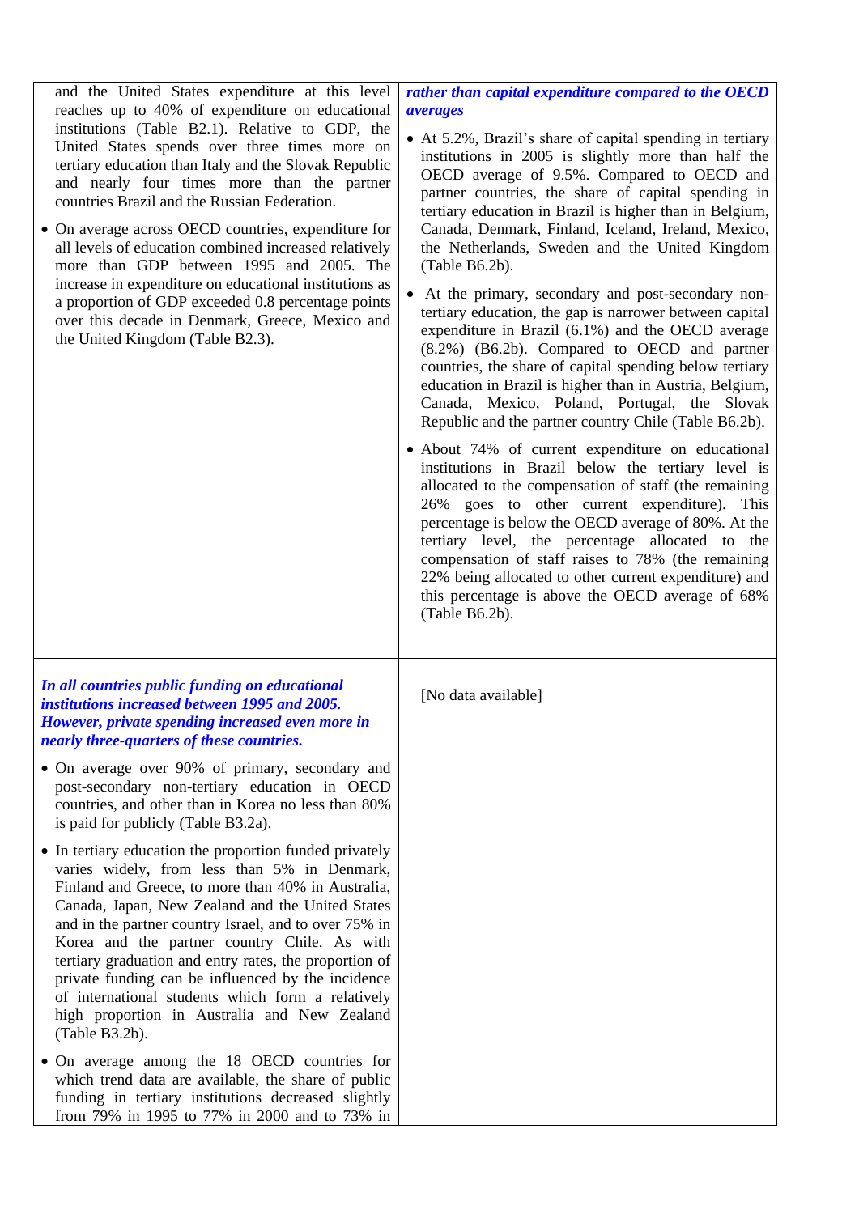| | |
|---|---|
| and the United States expenditure at this level reaches up to 40% of expenditure on educational institutions (Table B2.1). Relative to GDP, the United States spends over three times more on tertiary education than Italy and the Slovak Republic and nearly four times more than the partner countries Brazil and the Russian Federation.<br><br>• On average across OECD countries, expenditure for all levels of education combined increased relatively more than GDP between 1995 and 2005. The increase in expenditure on educational institutions as a proportion of GDP exceeded 0.8 percentage points over this decade in Denmark, Greece, Mexico and the United Kingdom (Table B2.3). | ***rather than capital expenditure compared to the OECD averages***<br><br>• At 5.2%, Brazil's share of capital spending in tertiary institutions in 2005 is slightly more than half the OECD average of 9.5%. Compared to OECD and partner countries, the share of capital spending in tertiary education in Brazil is higher than in Belgium, Canada, Denmark, Finland, Iceland, Ireland, Mexico, the Netherlands, Sweden and the United Kingdom (Table B6.2b).<br><br>• At the primary, secondary and post-secondary non-tertiary education, the gap is narrower between capital expenditure in Brazil (6.1%) and the OECD average (8.2%) (B6.2b). Compared to OECD and partner countries, the share of capital spending below tertiary education in Brazil is higher than in Austria, Belgium, Canada, Mexico, Poland, Portugal, the Slovak Republic and the partner country Chile (Table B6.2b).<br><br>• About 74% of current expenditure on educational institutions in Brazil below the tertiary level is allocated to the compensation of staff (the remaining 26% goes to other current expenditure). This percentage is below the OECD average of 80%. At the tertiary level, the percentage allocated to the compensation of staff raises to 78% (the remaining 22% being allocated to other current expenditure) and this percentage is above the OECD average of 68% (Table B6.2b). |
| ***In all countries public funding on educational institutions increased between 1995 and 2005. However, private spending increased even more in nearly three-quarters of these countries.***<br><br>• On average over 90% of primary, secondary and post-secondary non-tertiary education in OECD countries, and other than in Korea no less than 80% is paid for publicly (Table B3.2a).<br><br>• In tertiary education the proportion funded privately varies widely, from less than 5% in Denmark, Finland and Greece, to more than 40% in Australia, Canada, Japan, New Zealand and the United States and in the partner country Israel, and to over 75% in Korea and the partner country Chile. As with tertiary graduation and entry rates, the proportion of private funding can be influenced by the incidence of international students which form a relatively high proportion in Australia and New Zealand (Table B3.2b).<br><br>• On average among the 18 OECD countries for which trend data are available, the share of public funding in tertiary institutions decreased slightly from 79% in 1995 to 77% in 2000 and to 73% in | [No data available] |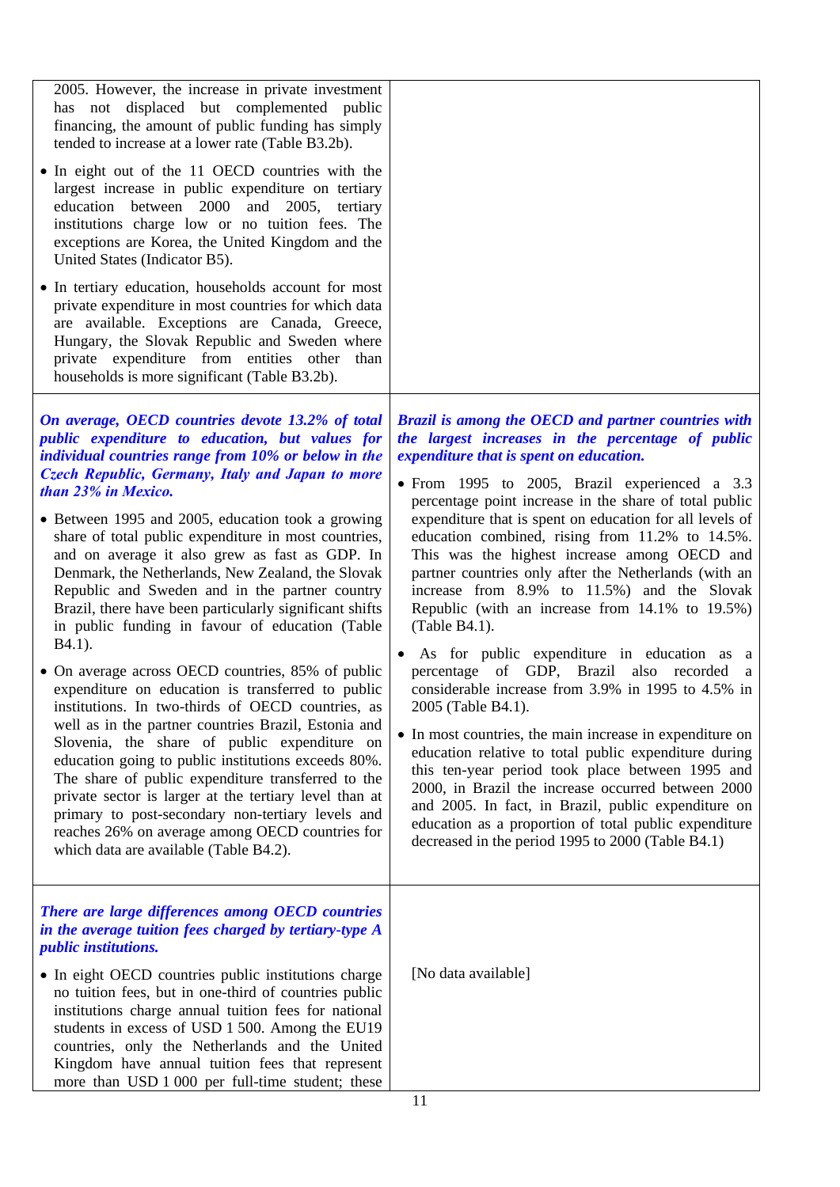2005. However, the increase in private investment has not displaced but complemented public financing, the amount of public funding has simply tended to increase at a lower rate (Table B3.2b).

- In eight out of the 11 OECD countries with the largest increase in public expenditure on tertiary education between 2000 and 2005, tertiary institutions charge low or no tuition fees. The exceptions are Korea, the United Kingdom and the United States (Indicator B5).
- In tertiary education, households account for most private expenditure in most countries for which data are available. Exceptions are Canada, Greece, Hungary, the Slovak Republic and Sweden where private expenditure from entities other than households is more significant (Table B3.2b).

***On average, OECD countries devote 13.2% of total public expenditure to education, but values for individual countries range from 10% or below in the Czech Republic, Germany, Italy and Japan to more than 23% in Mexico.***

- Between 1995 and 2005, education took a growing share of total public expenditure in most countries, and on average it also grew as fast as GDP. In Denmark, the Netherlands, New Zealand, the Slovak Republic and Sweden and in the partner country Brazil, there have been particularly significant shifts in public funding in favour of education (Table B4.1).
- On average across OECD countries, 85% of public expenditure on education is transferred to public institutions. In two-thirds of OECD countries, as well as in the partner countries Brazil, Estonia and Slovenia, the share of public expenditure on education going to public institutions exceeds 80%. The share of public expenditure transferred to the private sector is larger at the tertiary level than at primary to post-secondary non-tertiary levels and reaches 26% on average among OECD countries for which data are available (Table B4.2).

***Brazil is among the OECD and partner countries with the largest increases in the percentage of public expenditure that is spent on education.***

- From 1995 to 2005, Brazil experienced a 3.3 percentage point increase in the share of total public expenditure that is spent on education for all levels of education combined, rising from 11.2% to 14.5%. This was the highest increase among OECD and partner countries only after the Netherlands (with an increase from 8.9% to 11.5%) and the Slovak Republic (with an increase from 14.1% to 19.5%) (Table B4.1).
- As for public expenditure in education as a percentage of GDP, Brazil also recorded a considerable increase from 3.9% in 1995 to 4.5% in 2005 (Table B4.1).
- In most countries, the main increase in expenditure on education relative to total public expenditure during this ten-year period took place between 1995 and 2000, in Brazil the increase occurred between 2000 and 2005. In fact, in Brazil, public expenditure on education as a proportion of total public expenditure decreased in the period 1995 to 2000 (Table B4.1)

***There are large differences among OECD countries in the average tuition fees charged by tertiary-type A public institutions.***

- In eight OECD countries public institutions charge no tuition fees, but in one-third of countries public institutions charge annual tuition fees for national students in excess of USD 1 500. Among the EU19 countries, only the Netherlands and the United Kingdom have annual tuition fees that represent more than USD 1 000 per full-time student; these

[No data available]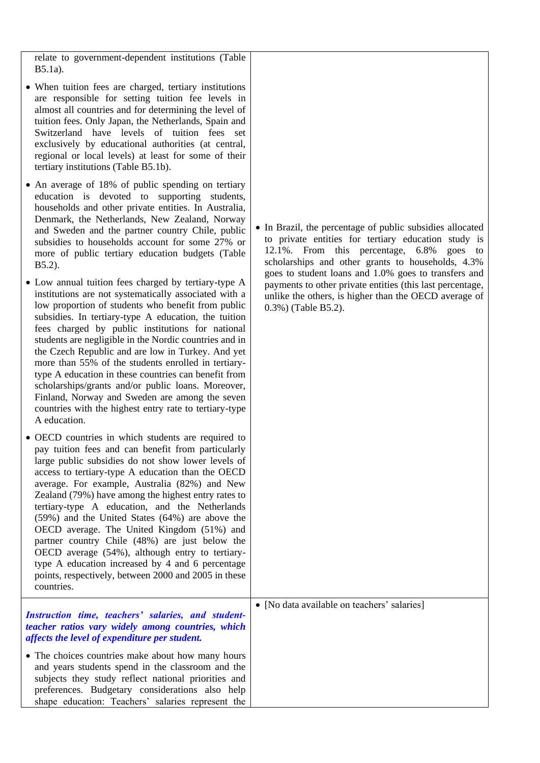| | |
|---|---|
| relate to government-dependent institutions (Table B5.1a).<br><br>• When tuition fees are charged, tertiary institutions are responsible for setting tuition fee levels in almost all countries and for determining the level of tuition fees. Only Japan, the Netherlands, Spain and Switzerland have levels of tuition fees set exclusively by educational authorities (at central, regional or local levels) at least for some of their tertiary institutions (Table B5.1b).<br><br>• An average of 18% of public spending on tertiary education is devoted to supporting students, households and other private entities. In Australia, Denmark, the Netherlands, New Zealand, Norway and Sweden and the partner country Chile, public subsidies to households account for some 27% or more of public tertiary education budgets (Table B5.2).<br><br>• Low annual tuition fees charged by tertiary-type A institutions are not systematically associated with a low proportion of students who benefit from public subsidies. In tertiary-type A education, the tuition fees charged by public institutions for national students are negligible in the Nordic countries and in the Czech Republic and are low in Turkey. And yet more than 55% of the students enrolled in tertiary-type A education in these countries can benefit from scholarships/grants and/or public loans. Moreover, Finland, Norway and Sweden are among the seven countries with the highest entry rate to tertiary-type A education.<br><br>• OECD countries in which students are required to pay tuition fees and can benefit from particularly large public subsidies do not show lower levels of access to tertiary-type A education than the OECD average. For example, Australia (82%) and New Zealand (79%) have among the highest entry rates to tertiary-type A education, and the Netherlands (59%) and the United States (64%) are above the OECD average. The United Kingdom (51%) and partner country Chile (48%) are just below the OECD average (54%), although entry to tertiary-type A education increased by 4 and 6 percentage points, respectively, between 2000 and 2005 in these countries. | • In Brazil, the percentage of public subsidies allocated to private entities for tertiary education study is 12.1%. From this percentage, 6.8% goes to scholarships and other grants to households, 4.3% goes to student loans and 1.0% goes to transfers and payments to other private entities (this last percentage, unlike the others, is higher than the OECD average of 0.3%) (Table B5.2). |
| ***Instruction time, teachers' salaries, and student-teacher ratios vary widely among countries, which affects the level of expenditure per student.***<br><br>• The choices countries make about how many hours and years students spend in the classroom and the subjects they study reflect national priorities and preferences. Budgetary considerations also help shape education: Teachers' salaries represent the | • [No data available on teachers' salaries] |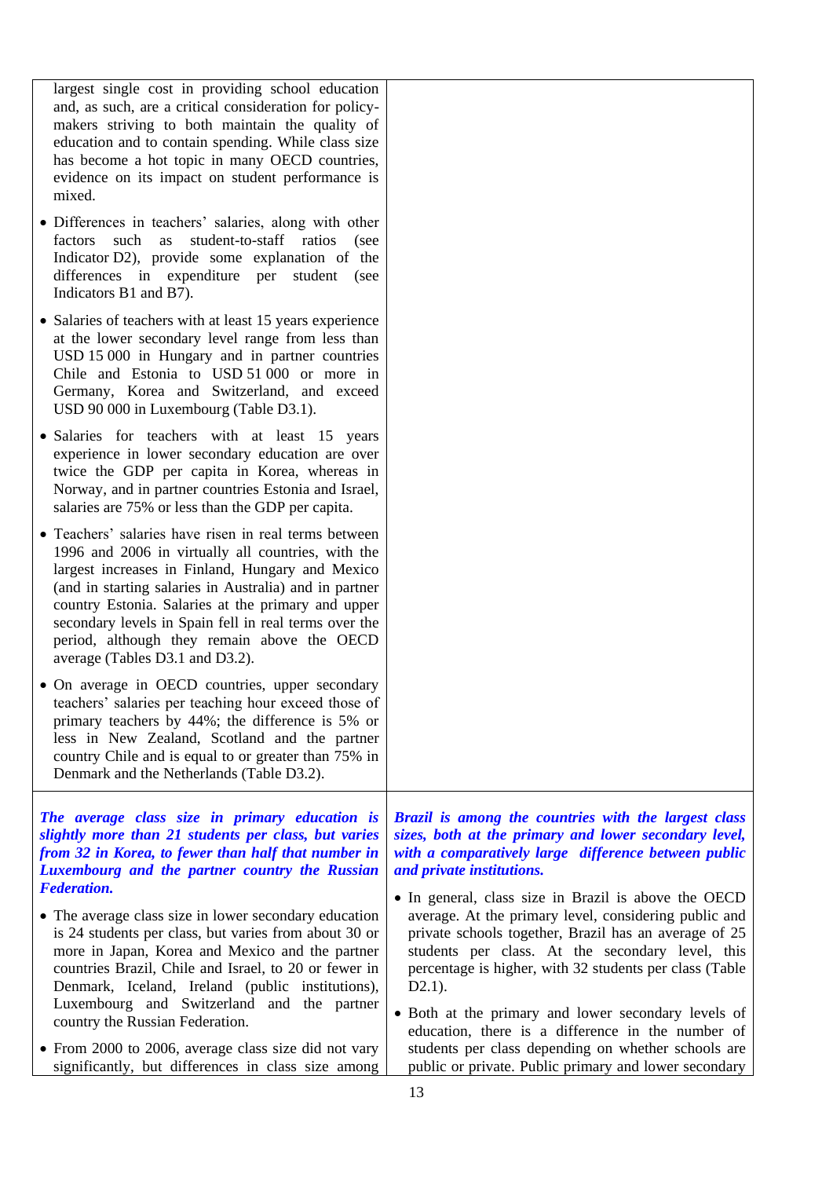largest single cost in providing school education and, as such, are a critical consideration for policy-makers striving to both maintain the quality of education and to contain spending. While class size has become a hot topic in many OECD countries, evidence on its impact on student performance is mixed.

- Differences in teachers' salaries, along with other factors such as student-to-staff ratios (see Indicator D2), provide some explanation of the differences in expenditure per student (see Indicators B1 and B7).
- Salaries of teachers with at least 15 years experience at the lower secondary level range from less than USD 15 000 in Hungary and in partner countries Chile and Estonia to USD 51 000 or more in Germany, Korea and Switzerland, and exceed USD 90 000 in Luxembourg (Table D3.1).
- Salaries for teachers with at least 15 years experience in lower secondary education are over twice the GDP per capita in Korea, whereas in Norway, and in partner countries Estonia and Israel, salaries are 75% or less than the GDP per capita.
- Teachers' salaries have risen in real terms between 1996 and 2006 in virtually all countries, with the largest increases in Finland, Hungary and Mexico (and in starting salaries in Australia) and in partner country Estonia. Salaries at the primary and upper secondary levels in Spain fell in real terms over the period, although they remain above the OECD average (Tables D3.1 and D3.2).
- On average in OECD countries, upper secondary teachers' salaries per teaching hour exceed those of primary teachers by 44%; the difference is 5% or less in New Zealand, Scotland and the partner country Chile and is equal to or greater than 75% in Denmark and the Netherlands (Table D3.2).

***The average class size in primary education is slightly more than 21 students per class, but varies from 32 in Korea, to fewer than half that number in Luxembourg and the partner country the Russian Federation.***

- The average class size in lower secondary education is 24 students per class, but varies from about 30 or more in Japan, Korea and Mexico and the partner countries Brazil, Chile and Israel, to 20 or fewer in Denmark, Iceland, Ireland (public institutions), Luxembourg and Switzerland and the partner country the Russian Federation.
- From 2000 to 2006, average class size did not vary significantly, but differences in class size among

***Brazil is among the countries with the largest class sizes, both at the primary and lower secondary level, with a comparatively large difference between public and private institutions.***

- In general, class size in Brazil is above the OECD average. At the primary level, considering public and private schools together, Brazil has an average of 25 students per class. At the secondary level, this percentage is higher, with 32 students per class (Table D2.1).
- Both at the primary and lower secondary levels of education, there is a difference in the number of students per class depending on whether schools are public or private. Public primary and lower secondary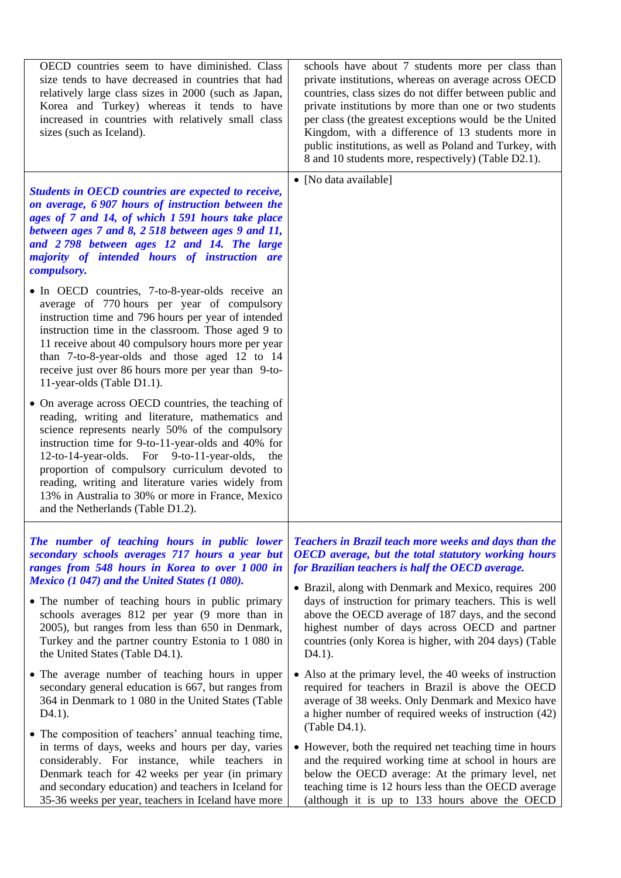| | |
|---|---|
| OECD countries seem to have diminished. Class size tends to have decreased in countries that had relatively large class sizes in 2000 (such as Japan, Korea and Turkey) whereas it tends to have increased in countries with relatively small class sizes (such as Iceland). | schools have about 7 students more per class than private institutions, whereas on average across OECD countries, class sizes do not differ between public and private institutions by more than one or two students per class (the greatest exceptions would be the United Kingdom, with a difference of 13 students more in public institutions, as well as Poland and Turkey, with 8 and 10 students more, respectively) (Table D2.1). |
| ***Students in OECD countries are expected to receive, on average, 6 907 hours of instruction between the ages of 7 and 14, of which 1 591 hours take place between ages 7 and 8, 2 518 between ages 9 and 11, and 2 798 between ages 12 and 14. The large majority of intended hours of instruction are compulsory.*** <br><br> • In OECD countries, 7-to-8-year-olds receive an average of 770 hours per year of compulsory instruction time and 796 hours per year of intended instruction time in the classroom. Those aged 9 to 11 receive about 40 compulsory hours more per year than 7-to-8-year-olds and those aged 12 to 14 receive just over 86 hours more per year than 9-to-11-year-olds (Table D1.1). <br><br> • On average across OECD countries, the teaching of reading, writing and literature, mathematics and science represents nearly 50% of the compulsory instruction time for 9-to-11-year-olds and 40% for 12-to-14-year-olds. For 9-to-11-year-olds, the proportion of compulsory curriculum devoted to reading, writing and literature varies widely from 13% in Australia to 30% or more in France, Mexico and the Netherlands (Table D1.2). | • [No data available] |
| ***The number of teaching hours in public lower secondary schools averages 717 hours a year but ranges from 548 hours in Korea to over 1 000 in Mexico (1 047) and the United States (1 080).*** <br><br> • The number of teaching hours in public primary schools averages 812 per year (9 more than in 2005), but ranges from less than 650 in Denmark, Turkey and the partner country Estonia to 1 080 in the United States (Table D4.1). <br><br> • The average number of teaching hours in upper secondary general education is 667, but ranges from 364 in Denmark to 1 080 in the United States (Table D4.1). <br><br> • The composition of teachers' annual teaching time, in terms of days, weeks and hours per day, varies considerably. For instance, while teachers in Denmark teach for 42 weeks per year (in primary and secondary education) and teachers in Iceland for 35-36 weeks per year, teachers in Iceland have more | ***Teachers in Brazil teach more weeks and days than the OECD average, but the total statutory working hours for Brazilian teachers is half the OECD average.*** <br><br> • Brazil, along with Denmark and Mexico, requires 200 days of instruction for primary teachers. This is well above the OECD average of 187 days, and the second highest number of days across OECD and partner countries (only Korea is higher, with 204 days) (Table D4.1). <br><br> • Also at the primary level, the 40 weeks of instruction required for teachers in Brazil is above the OECD average of 38 weeks. Only Denmark and Mexico have a higher number of required weeks of instruction (42) (Table D4.1). <br><br> • However, both the required net teaching time in hours and the required working time at school in hours are below the OECD average: At the primary level, net teaching time is 12 hours less than the OECD average (although it is up to 133 hours above the OECD |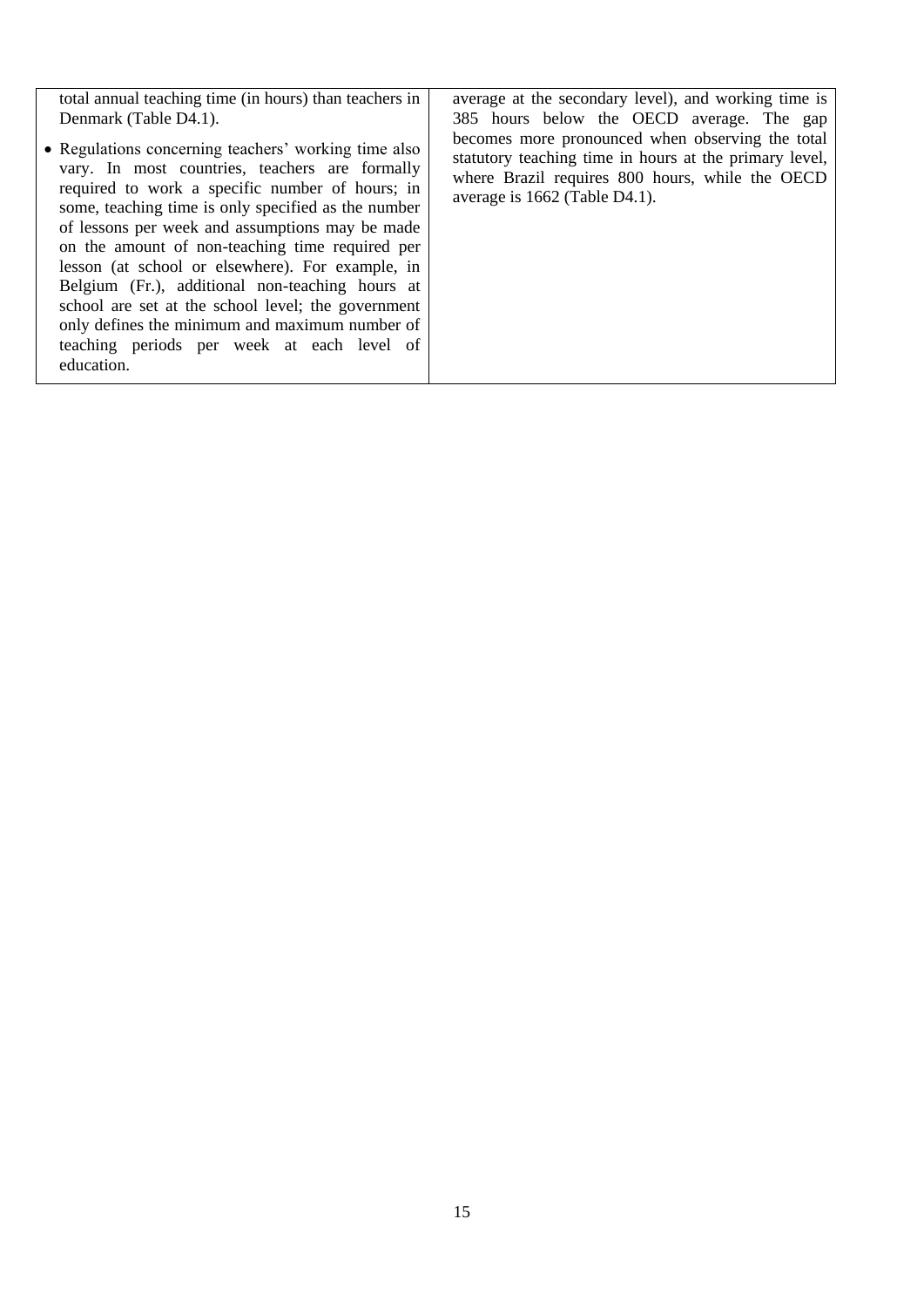total annual teaching time (in hours) than teachers in Denmark (Table D4.1).

- Regulations concerning teachers' working time also vary. In most countries, teachers are formally required to work a specific number of hours; in some, teaching time is only specified as the number of lessons per week and assumptions may be made on the amount of non-teaching time required per lesson (at school or elsewhere). For example, in Belgium (Fr.), additional non-teaching hours at school are set at the school level; the government only defines the minimum and maximum number of teaching periods per week at each level of education.

average at the secondary level), and working time is 385 hours below the OECD average. The gap becomes more pronounced when observing the total statutory teaching time in hours at the primary level, where Brazil requires 800 hours, while the OECD average is 1662 (Table D4.1).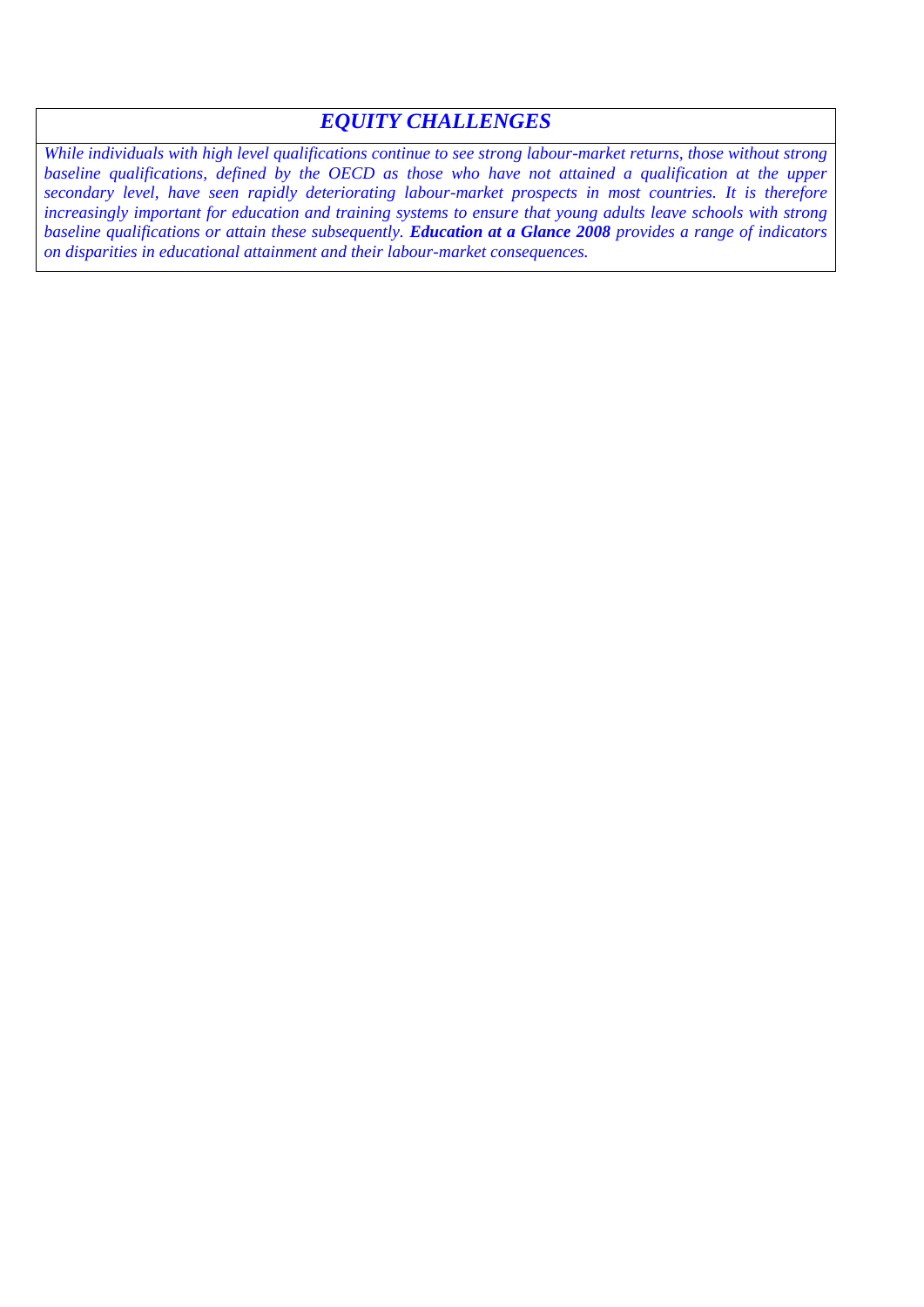## *EQUITY CHALLENGES*

*While individuals with high level qualifications continue to see strong labour-market returns, those without strong baseline qualifications, defined by the OECD as those who have not attained a qualification at the upper secondary level, have seen rapidly deteriorating labour-market prospects in most countries. It is therefore increasingly important for education and training systems to ensure that young adults leave schools with strong baseline qualifications or attain these subsequently.* ***Education at a Glance 2008*** *provides a range of indicators on disparities in educational attainment and their labour-market consequences.*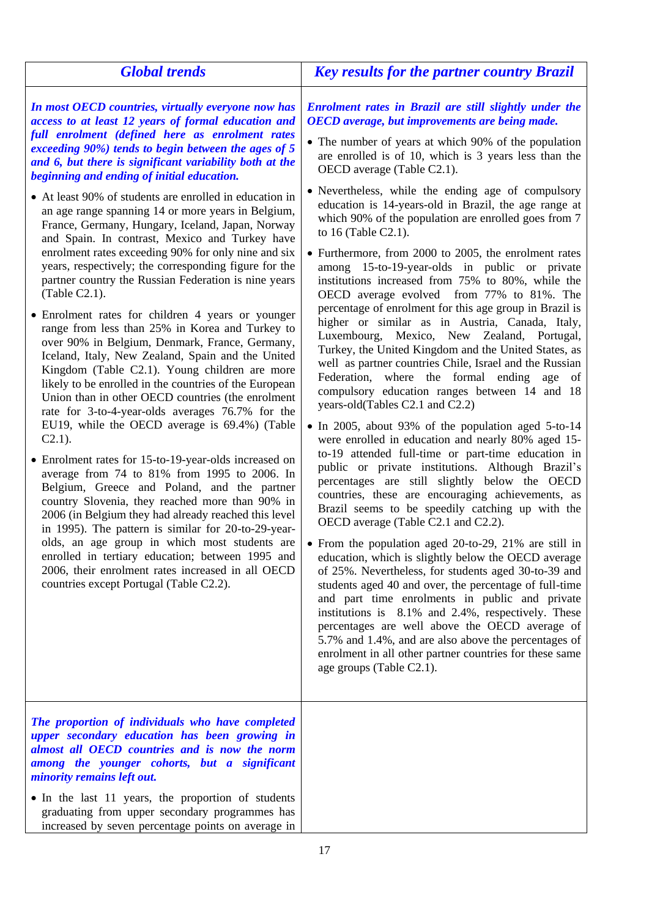| Global trends | Key results for the partner country Brazil |
|---|---|
| ***In most OECD countries, virtually everyone now has access to at least 12 years of formal education and full enrolment (defined here as enrolment rates exceeding 90%) tends to begin between the ages of 5 and 6, but there is significant variability both at the beginning and ending of initial education.*** <br><br> • At least 90% of students are enrolled in education in an age range spanning 14 or more years in Belgium, France, Germany, Hungary, Iceland, Japan, Norway and Spain. In contrast, Mexico and Turkey have enrolment rates exceeding 90% for only nine and six years, respectively; the corresponding figure for the partner country the Russian Federation is nine years (Table C2.1). <br><br> • Enrolment rates for children 4 years or younger range from less than 25% in Korea and Turkey to over 90% in Belgium, Denmark, France, Germany, Iceland, Italy, New Zealand, Spain and the United Kingdom (Table C2.1). Young children are more likely to be enrolled in the countries of the European Union than in other OECD countries (the enrolment rate for 3-to-4-year-olds averages 76.7% for the EU19, while the OECD average is 69.4%) (Table C2.1). <br><br> • Enrolment rates for 15-to-19-year-olds increased on average from 74 to 81% from 1995 to 2006. In Belgium, Greece and Poland, and the partner country Slovenia, they reached more than 90% in 2006 (in Belgium they had already reached this level in 1995). The pattern is similar for 20-to-29-year-olds, an age group in which most students are enrolled in tertiary education; between 1995 and 2006, their enrolment rates increased in all OECD countries except Portugal (Table C2.2). | ***Enrolment rates in Brazil are still slightly under the OECD average, but improvements are being made.*** <br><br> • The number of years at which 90% of the population are enrolled is of 10, which is 3 years less than the OECD average (Table C2.1). <br><br> • Nevertheless, while the ending age of compulsory education is 14-years-old in Brazil, the age range at which 90% of the population are enrolled goes from 7 to 16 (Table C2.1). <br><br> • Furthermore, from 2000 to 2005, the enrolment rates among 15-to-19-year-olds in public or private institutions increased from 75% to 80%, while the OECD average evolved from 77% to 81%. The percentage of enrolment for this age group in Brazil is higher or similar as in Austria, Canada, Italy, Luxembourg, Mexico, New Zealand, Portugal, Turkey, the United Kingdom and the United States, as well as partner countries Chile, Israel and the Russian Federation, where the formal ending age of compulsory education ranges between 14 and 18 years-old(Tables C2.1 and C2.2) <br><br> • In 2005, about 93% of the population aged 5-to-14 were enrolled in education and nearly 80% aged 15-to-19 attended full-time or part-time education in public or private institutions. Although Brazil's percentages are still slightly below the OECD countries, these are encouraging achievements, as Brazil seems to be speedily catching up with the OECD average (Table C2.1 and C2.2). <br><br> • From the population aged 20-to-29, 21% are still in education, which is slightly below the OECD average of 25%. Nevertheless, for students aged 30-to-39 and students aged 40 and over, the percentage of full-time and part time enrolments in public and private institutions is 8.1% and 2.4%, respectively. These percentages are well above the OECD average of 5.7% and 1.4%, and are also above the percentages of enrolment in all other partner countries for these same age groups (Table C2.1). |
| ***The proportion of individuals who have completed upper secondary education has been growing in almost all OECD countries and is now the norm among the younger cohorts, but a significant minority remains left out.*** <br><br> • In the last 11 years, the proportion of students graduating from upper secondary programmes has increased by seven percentage points on average in | |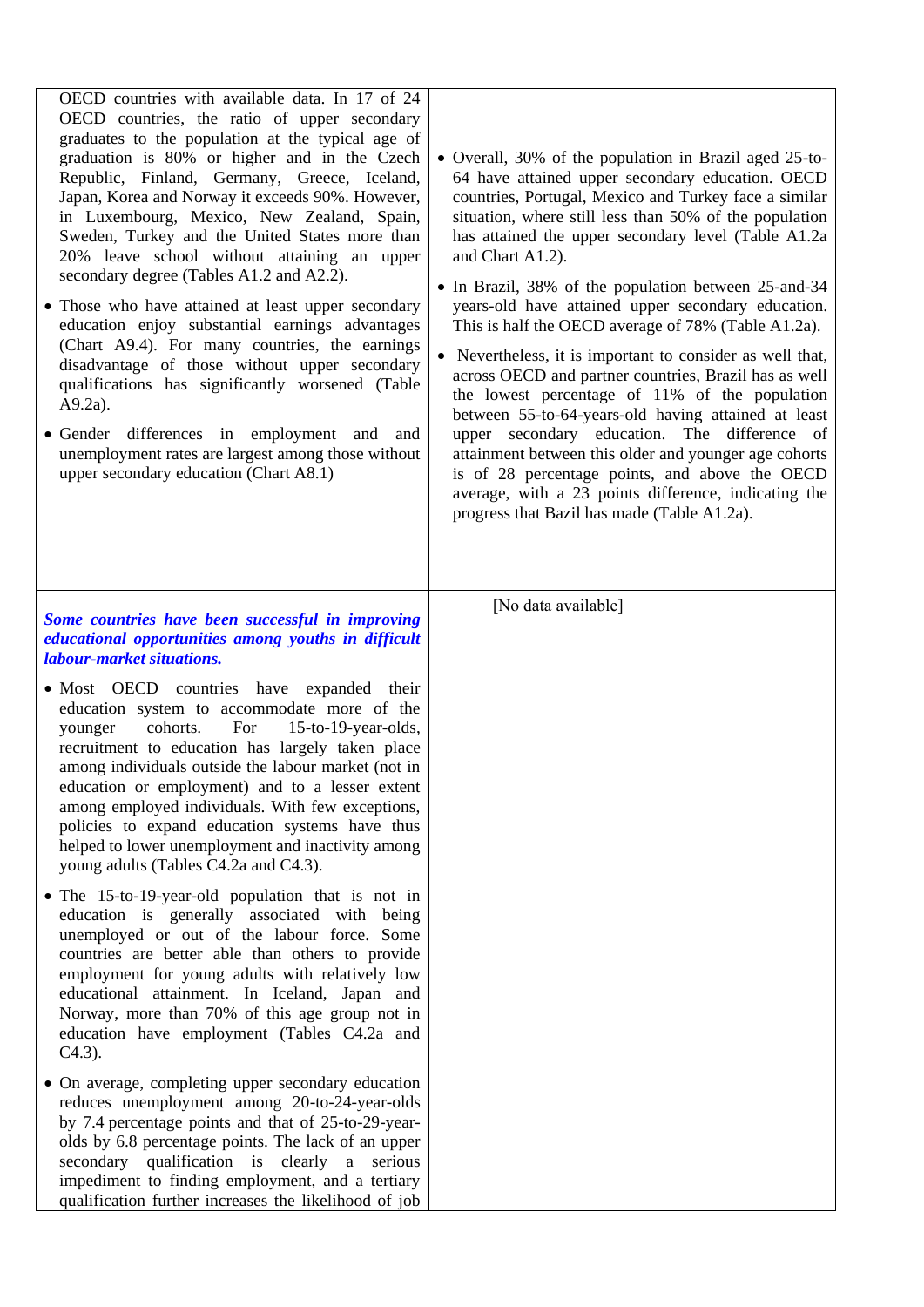| | |
|---|---|
| OECD countries with available data. In 17 of 24 OECD countries, the ratio of upper secondary graduates to the population at the typical age of graduation is 80% or higher and in the Czech Republic, Finland, Germany, Greece, Iceland, Japan, Korea and Norway it exceeds 90%. However, in Luxembourg, Mexico, New Zealand, Spain, Sweden, Turkey and the United States more than 20% leave school without attaining an upper secondary degree (Tables A1.2 and A2.2).<br><br>• Those who have attained at least upper secondary education enjoy substantial earnings advantages (Chart A9.4). For many countries, the earnings disadvantage of those without upper secondary qualifications has significantly worsened (Table A9.2a).<br><br>• Gender differences in employment and and unemployment rates are largest among those without upper secondary education (Chart A8.1) | • Overall, 30% of the population in Brazil aged 25-to-64 have attained upper secondary education. OECD countries, Portugal, Mexico and Turkey face a similar situation, where still less than 50% of the population has attained the upper secondary level (Table A1.2a and Chart A1.2).<br><br>• In Brazil, 38% of the population between 25-and-34 years-old have attained upper secondary education. This is half the OECD average of 78% (Table A1.2a).<br><br>• Nevertheless, it is important to consider as well that, across OECD and partner countries, Brazil has as well the lowest percentage of 11% of the population between 55-to-64-years-old having attained at least upper secondary education. The difference of attainment between this older and younger age cohorts is of 28 percentage points, and above the OECD average, with a 23 points difference, indicating the progress that Bazil has made (Table A1.2a). |
| ***Some countries have been successful in improving educational opportunities among youths in difficult labour-market situations.***<br><br>• Most OECD countries have expanded their education system to accommodate more of the younger cohorts. For 15-to-19-year-olds, recruitment to education has largely taken place among individuals outside the labour market (not in education or employment) and to a lesser extent among employed individuals. With few exceptions, policies to expand education systems have thus helped to lower unemployment and inactivity among young adults (Tables C4.2a and C4.3).<br><br>• The 15-to-19-year-old population that is not in education is generally associated with being unemployed or out of the labour force. Some countries are better able than others to provide employment for young adults with relatively low educational attainment. In Iceland, Japan and Norway, more than 70% of this age group not in education have employment (Tables C4.2a and C4.3).<br><br>• On average, completing upper secondary education reduces unemployment among 20-to-24-year-olds by 7.4 percentage points and that of 25-to-29-year-olds by 6.8 percentage points. The lack of an upper secondary qualification is clearly a serious impediment to finding employment, and a tertiary qualification further increases the likelihood of job | [No data available] |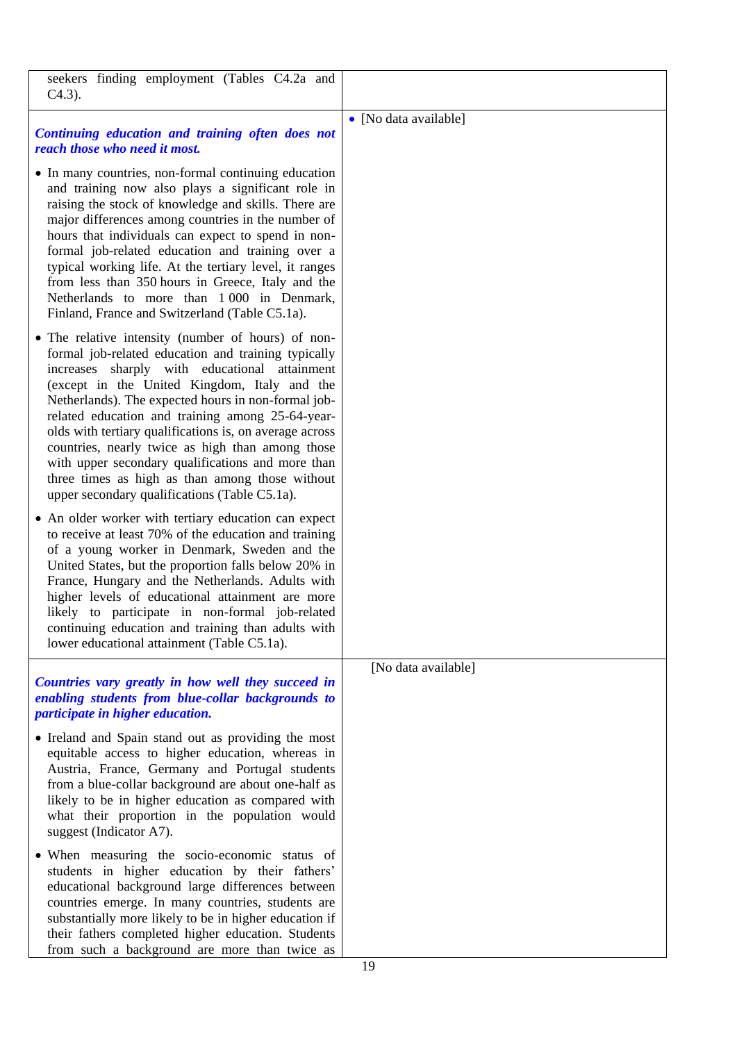| | |
|---|---|
| seekers finding employment (Tables C4.2a and C4.3). | |
| ***Continuing education and training often does not reach those who need it most.*** <br><br> • In many countries, non-formal continuing education and training now also plays a significant role in raising the stock of knowledge and skills. There are major differences among countries in the number of hours that individuals can expect to spend in non-formal job-related education and training over a typical working life. At the tertiary level, it ranges from less than 350 hours in Greece, Italy and the Netherlands to more than 1 000 in Denmark, Finland, France and Switzerland (Table C5.1a). <br><br> • The relative intensity (number of hours) of non-formal job-related education and training typically increases sharply with educational attainment (except in the United Kingdom, Italy and the Netherlands). The expected hours in non-formal job-related education and training among 25-64-year-olds with tertiary qualifications is, on average across countries, nearly twice as high than among those with upper secondary qualifications and more than three times as high as than among those without upper secondary qualifications (Table C5.1a). <br><br> • An older worker with tertiary education can expect to receive at least 70% of the education and training of a young worker in Denmark, Sweden and the United States, but the proportion falls below 20% in France, Hungary and the Netherlands. Adults with higher levels of educational attainment are more likely to participate in non-formal job-related continuing education and training than adults with lower educational attainment (Table C5.1a). | • [No data available] |
| ***Countries vary greatly in how well they succeed in enabling students from blue-collar backgrounds to participate in higher education.*** <br><br> • Ireland and Spain stand out as providing the most equitable access to higher education, whereas in Austria, France, Germany and Portugal students from a blue-collar background are about one-half as likely to be in higher education as compared with what their proportion in the population would suggest (Indicator A7). <br><br> • When measuring the socio-economic status of students in higher education by their fathers' educational background large differences between countries emerge. In many countries, students are substantially more likely to be in higher education if their fathers completed higher education. Students from such a background are more than twice as | [No data available] |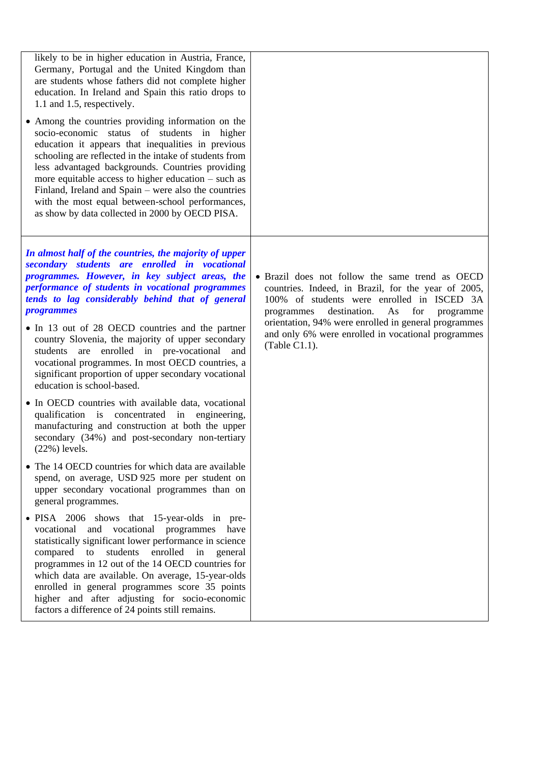| | |
|---|---|
| likely to be in higher education in Austria, France, Germany, Portugal and the United Kingdom than are students whose fathers did not complete higher education. In Ireland and Spain this ratio drops to 1.1 and 1.5, respectively.<br><br>• Among the countries providing information on the socio-economic status of students in higher education it appears that inequalities in previous schooling are reflected in the intake of students from less advantaged backgrounds. Countries providing more equitable access to higher education – such as Finland, Ireland and Spain – were also the countries with the most equal between-school performances, as show by data collected in 2000 by OECD PISA. | |
| ***In almost half of the countries, the majority of upper secondary students are enrolled in vocational programmes. However, in key subject areas, the performance of students in vocational programmes tends to lag considerably behind that of general programmes***<br><br>• In 13 out of 28 OECD countries and the partner country Slovenia, the majority of upper secondary students are enrolled in pre-vocational and vocational programmes. In most OECD countries, a significant proportion of upper secondary vocational education is school-based.<br><br>• In OECD countries with available data, vocational qualification is concentrated in engineering, manufacturing and construction at both the upper secondary (34%) and post-secondary non-tertiary (22%) levels.<br><br>• The 14 OECD countries for which data are available spend, on average, USD 925 more per student on upper secondary vocational programmes than on general programmes.<br><br>• PISA 2006 shows that 15-year-olds in pre-vocational and vocational programmes have statistically significant lower performance in science compared to students enrolled in general programmes in 12 out of the 14 OECD countries for which data are available. On average, 15-year-olds enrolled in general programmes score 35 points higher and after adjusting for socio-economic factors a difference of 24 points still remains. | • Brazil does not follow the same trend as OECD countries. Indeed, in Brazil, for the year of 2005, 100% of students were enrolled in ISCED 3A programmes destination. As for programme orientation, 94% were enrolled in general programmes and only 6% were enrolled in vocational programmes (Table C1.1). |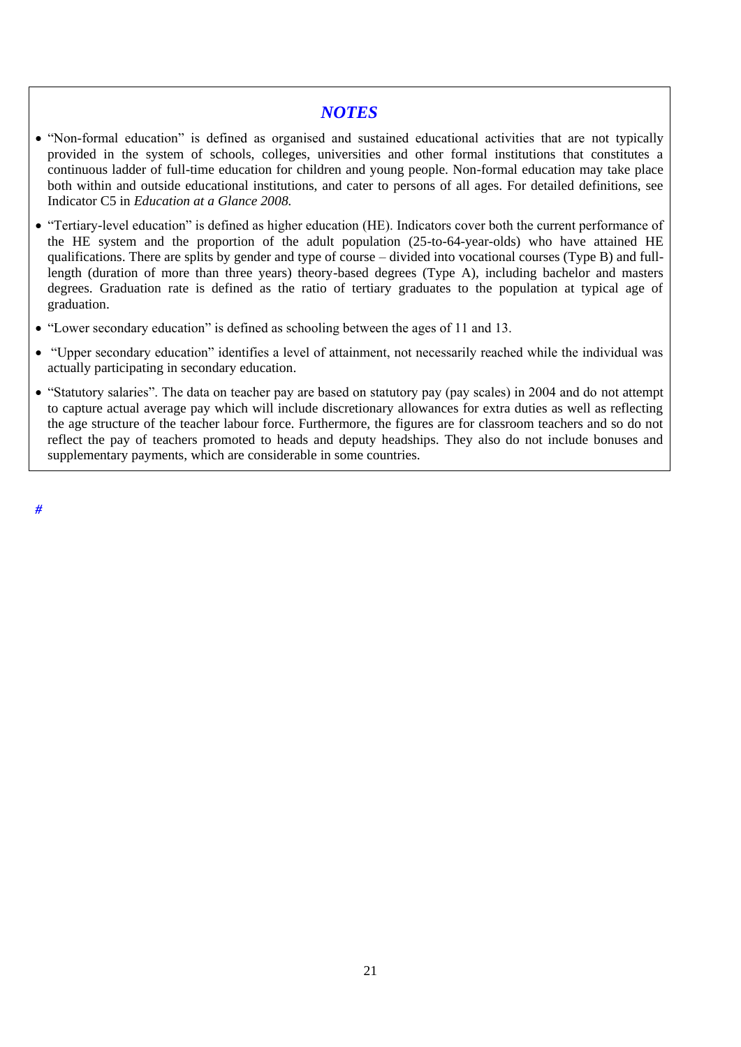## *NOTES*

- “Non-formal education” is defined as organised and sustained educational activities that are not typically provided in the system of schools, colleges, universities and other formal institutions that constitutes a continuous ladder of full-time education for children and young people. Non-formal education may take place both within and outside educational institutions, and cater to persons of all ages. For detailed definitions, see Indicator C5 in *Education at a Glance 2008.*
- “Tertiary-level education” is defined as higher education (HE). Indicators cover both the current performance of the HE system and the proportion of the adult population (25-to-64-year-olds) who have attained HE qualifications. There are splits by gender and type of course – divided into vocational courses (Type B) and full-length (duration of more than three years) theory-based degrees (Type A), including bachelor and masters degrees. Graduation rate is defined as the ratio of tertiary graduates to the population at typical age of graduation.
- “Lower secondary education” is defined as schooling between the ages of 11 and 13.
- “Upper secondary education” identifies a level of attainment, not necessarily reached while the individual was actually participating in secondary education.
- “Statutory salaries”. The data on teacher pay are based on statutory pay (pay scales) in 2004 and do not attempt to capture actual average pay which will include discretionary allowances for extra duties as well as reflecting the age structure of the teacher labour force. Furthermore, the figures are for classroom teachers and so do not reflect the pay of teachers promoted to heads and deputy headships. They also do not include bonuses and supplementary payments, which are considerable in some countries.

*#*